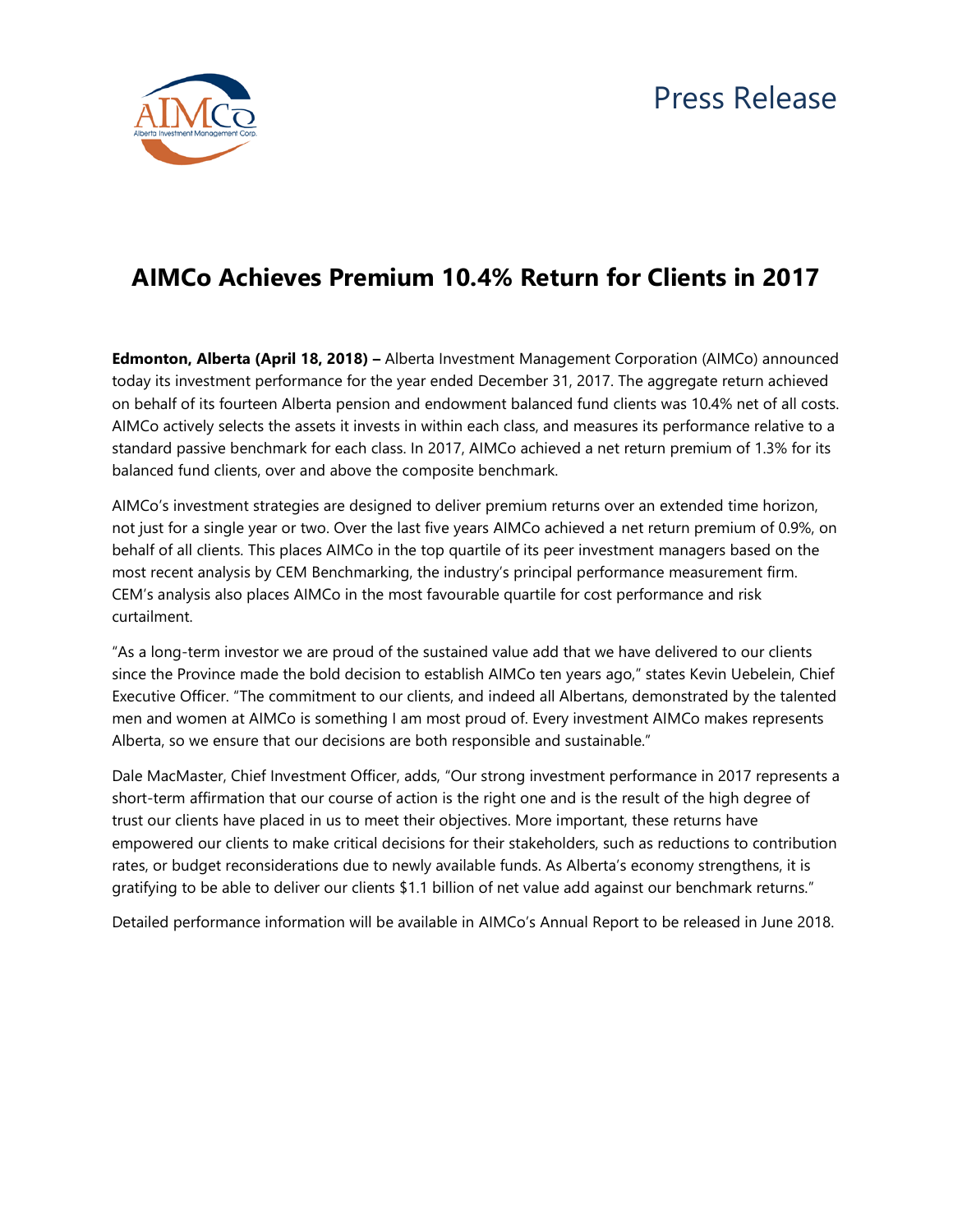Press Release

# AIMCo Achieves Premium 10.4% Return for Clients in 2017

**Edmonton, Alberta (April 18, 2018) –** Alberta Investment Management Corporation (AIMCo) announced today its investment performance for the year ended December 31, 2017. The aggregate return achieved on behalf of its fourteen Alberta pension and endowment balanced fund clients was 10.4% net of all costs. AIMCo actively selects the assets it invests in within each class, and measures its performance relative to a standard passive benchmark for each class. In 2017, AIMCo achieved a net return premium of 1.3% for its balanced fund clients, over and above the composite benchmark.

AIMCo's investment strategies are designed to deliver premium returns over an extended time horizon, not just for a single year or two. Over the last five years AIMCo achieved a net return premium of 0.9%, on behalf of all clients. This places AIMCo in the top quartile of its peer investment managers based on the most recent analysis by CEM Benchmarking, the industry's principal performance measurement firm. CEM's analysis also places AIMCo in the most favourable quartile for cost performance and risk curtailment.

"As a long-term investor we are proud of the sustained value add that we have delivered to our clients since the Province made the bold decision to establish AIMCo ten years ago," states Kevin Uebelein, Chief Executive Officer. "The commitment to our clients, and indeed all Albertans, demonstrated by the talented men and women at AIMCo is something I am most proud of. Every investment AIMCo makes represents Alberta, so we ensure that our decisions are both responsible and sustainable."

Dale MacMaster, Chief Investment Officer, adds, "Our strong investment performance in 2017 represents a short-term affirmation that our course of action is the right one and is the result of the high degree of trust our clients have placed in us to meet their objectives. More important, these returns have empowered our clients to make critical decisions for their stakeholders, such as reductions to contribution rates, or budget reconsiderations due to newly available funds. As Alberta's economy strengthens, it is gratifying to be able to deliver our clients $1.1 billion of net value add against our benchmark returns."

Detailed performance information will be available in AIMCo's Annual Report to be released in June 2018.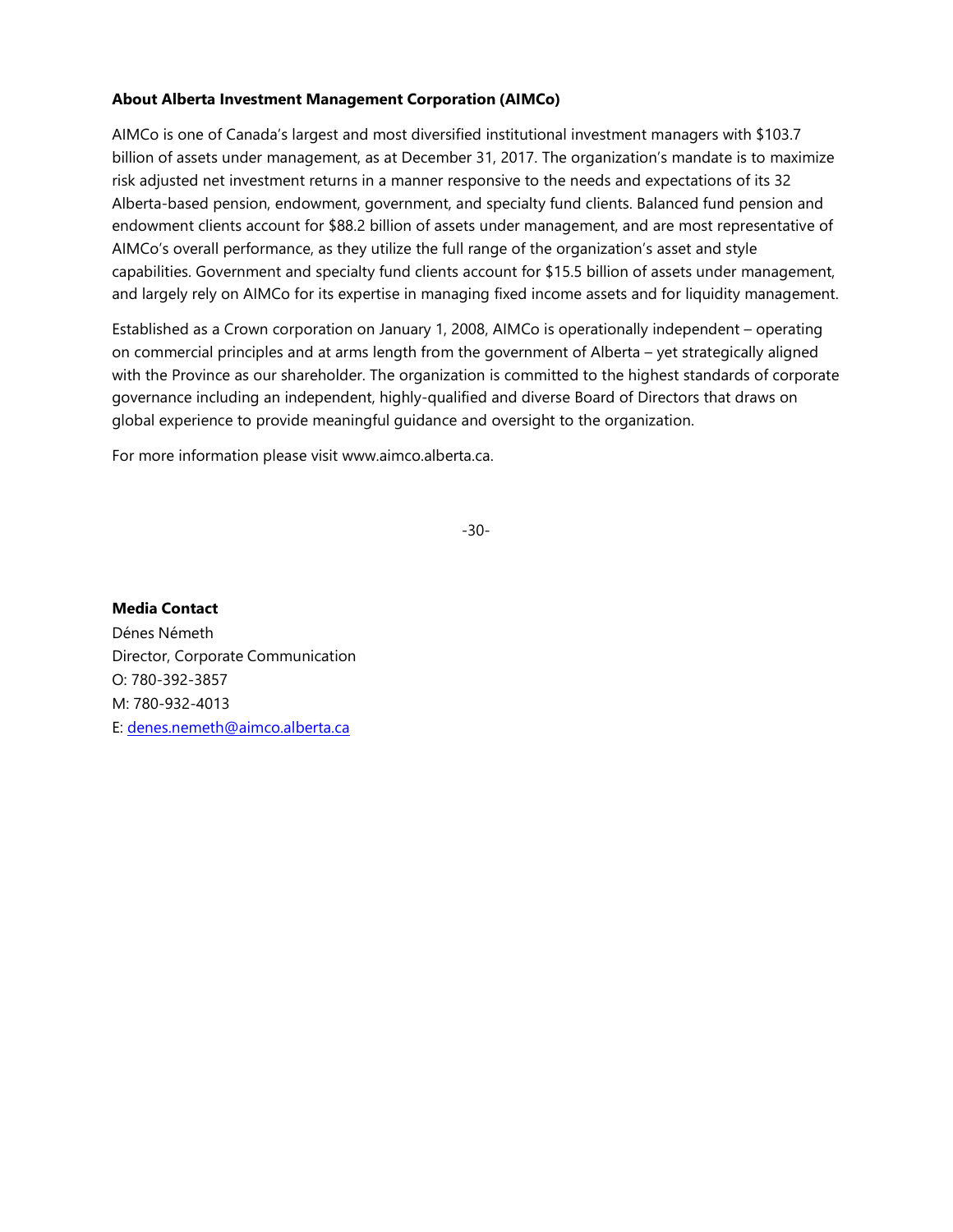**About Alberta Investment Management Corporation (AIMCo)**

AIMCo is one of Canada's largest and most diversified institutional investment managers with $103.7 billion of assets under management, as at December 31, 2017. The organization's mandate is to maximize risk adjusted net investment returns in a manner responsive to the needs and expectations of its 32 Alberta-based pension, endowment, government, and specialty fund clients. Balanced fund pension and endowment clients account for $88.2 billion of assets under management, and are most representative of AIMCo's overall performance, as they utilize the full range of the organization's asset and style capabilities. Government and specialty fund clients account for $15.5 billion of assets under management, and largely rely on AIMCo for its expertise in managing fixed income assets and for liquidity management.

Established as a Crown corporation on January 1, 2008, AIMCo is operationally independent – operating on commercial principles and at arms length from the government of Alberta – yet strategically aligned with the Province as our shareholder. The organization is committed to the highest standards of corporate governance including an independent, highly-qualified and diverse Board of Directors that draws on global experience to provide meaningful guidance and oversight to the organization.

For more information please visit www.aimco.alberta.ca.

-30-

**Media Contact**
Dénes Németh
Director, Corporate Communication
O: 780-392-3857
M: 780-932-4013
E: denes.nemeth@aimco.alberta.ca